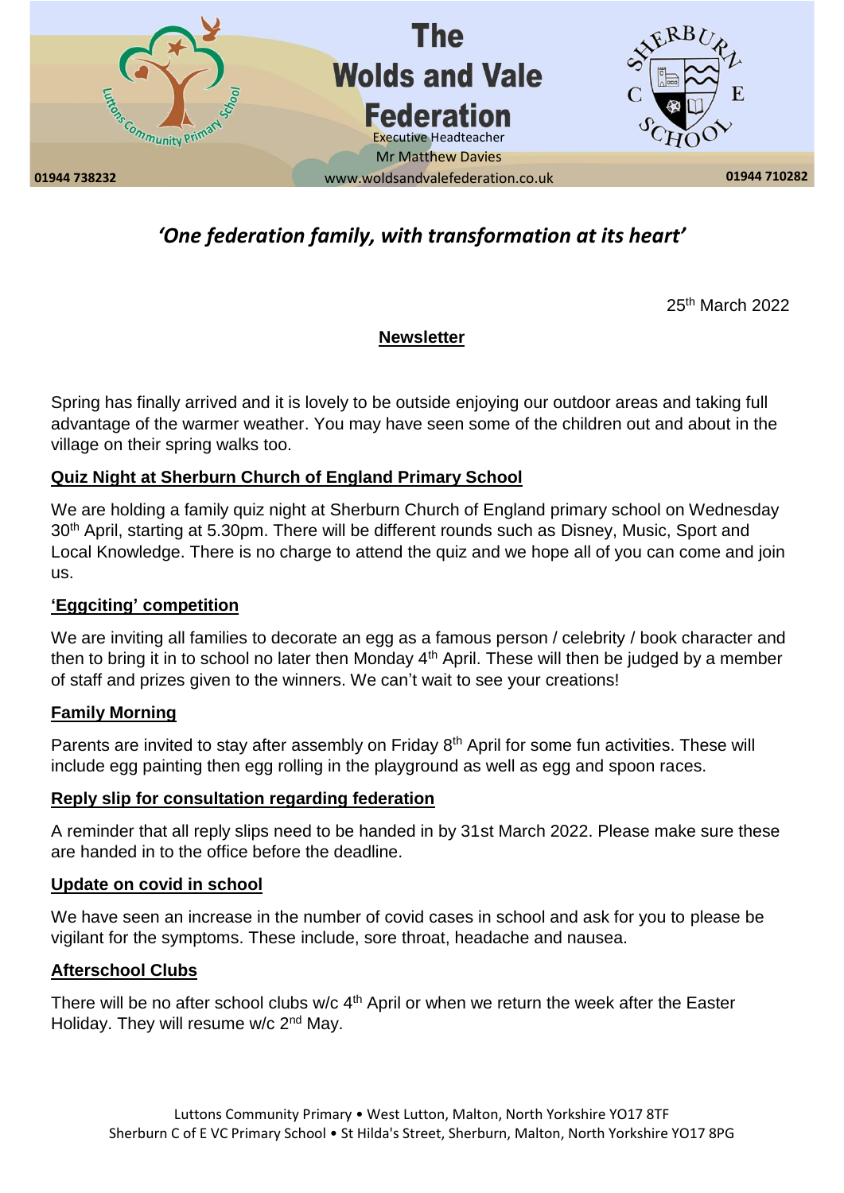# The Wolds and Vale Federation

Executive Headteacher
Mr Matthew Davies

01944 738232 www.woldsandvalefederation.co.uk 01944 710282

*'One federation family, with transformation at its heart'*

25th March 2022

**Newsletter**

Spring has finally arrived and it is lovely to be outside enjoying our outdoor areas and taking full advantage of the warmer weather. You may have seen some of the children out and about in the village on their spring walks too.

**Quiz Night at Sherburn Church of England Primary School**

We are holding a family quiz night at Sherburn Church of England primary school on Wednesday 30th April, starting at 5.30pm. There will be different rounds such as Disney, Music, Sport and Local Knowledge. There is no charge to attend the quiz and we hope all of you can come and join us.

**'Eggciting' competition**

We are inviting all families to decorate an egg as a famous person / celebrity / book character and then to bring it in to school no later then Monday 4th April. These will then be judged by a member of staff and prizes given to the winners. We can't wait to see your creations!

**Family Morning**

Parents are invited to stay after assembly on Friday 8th April for some fun activities. These will include egg painting then egg rolling in the playground as well as egg and spoon races.

**Reply slip for consultation regarding federation**

A reminder that all reply slips need to be handed in by 31st March 2022. Please make sure these are handed in to the office before the deadline.

**Update on covid in school**

We have seen an increase in the number of covid cases in school and ask for you to please be vigilant for the symptoms. These include, sore throat, headache and nausea.

**Afterschool Clubs**

There will be no after school clubs w/c 4th April or when we return the week after the Easter Holiday. They will resume w/c 2nd May.

Luttons Community Primary • West Lutton, Malton, North Yorkshire YO17 8TF
Sherburn C of E VC Primary School • St Hilda's Street, Sherburn, Malton, North Yorkshire YO17 8PG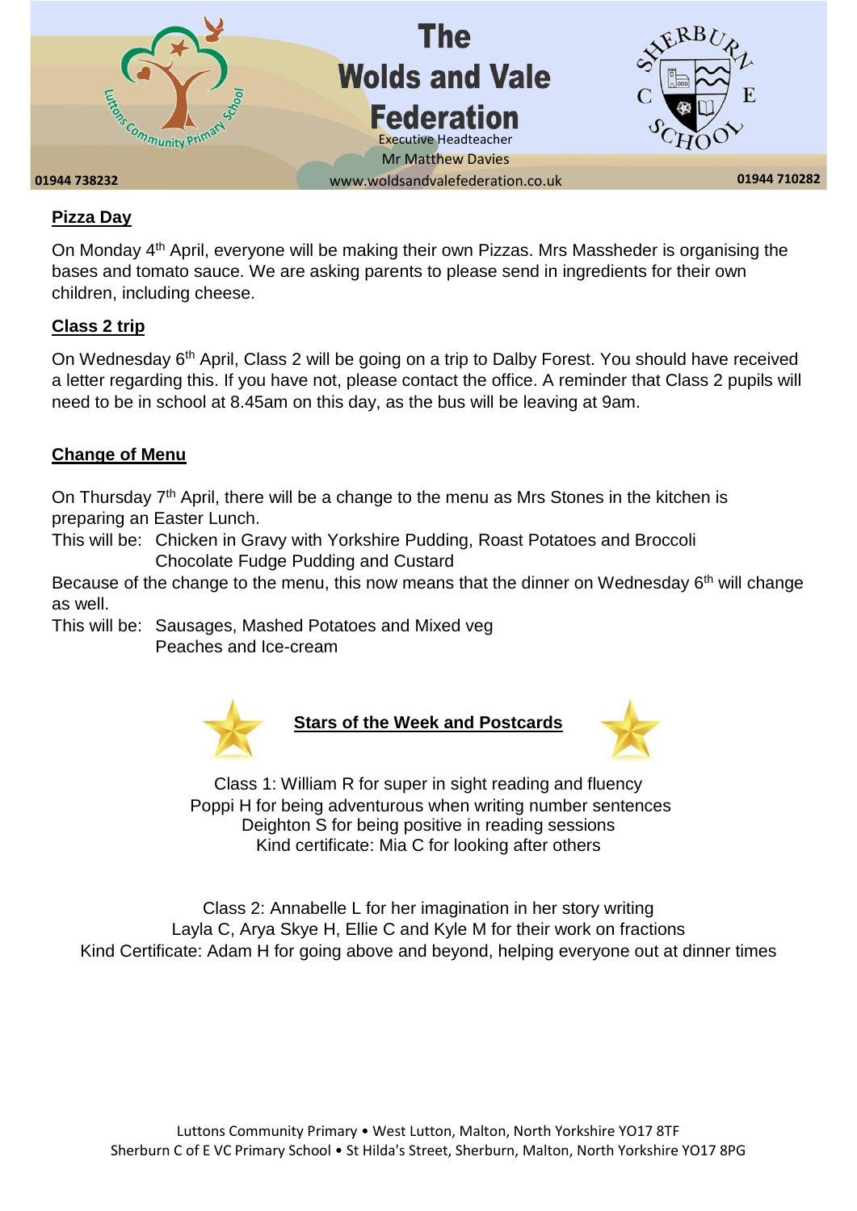## Pizza Day

On Monday 4th April, everyone will be making their own Pizzas. Mrs Massheder is organising the bases and tomato sauce. We are asking parents to please send in ingredients for their own children, including cheese.

## Class 2 trip

On Wednesday 6th April, Class 2 will be going on a trip to Dalby Forest. You should have received a letter regarding this. If you have not, please contact the office. A reminder that Class 2 pupils will need to be in school at 8.45am on this day, as the bus will be leaving at 9am.

## Change of Menu

On Thursday 7th April, there will be a change to the menu as Mrs Stones in the kitchen is preparing an Easter Lunch.

This will be: Chicken in Gravy with Yorkshire Pudding, Roast Potatoes and Broccoli
Chocolate Fudge Pudding and Custard

Because of the change to the menu, this now means that the dinner on Wednesday 6th will change as well.

This will be: Sausages, Mashed Potatoes and Mixed veg
Peaches and Ice-cream

## Stars of the Week and Postcards

Class 1: William R for super in sight reading and fluency
Poppi H for being adventurous when writing number sentences
Deighton S for being positive in reading sessions
Kind certificate: Mia C for looking after others

Class 2: Annabelle L for her imagination in her story writing
Layla C, Arya Skye H, Ellie C and Kyle M for their work on fractions
Kind Certificate: Adam H for going above and beyond, helping everyone out at dinner times